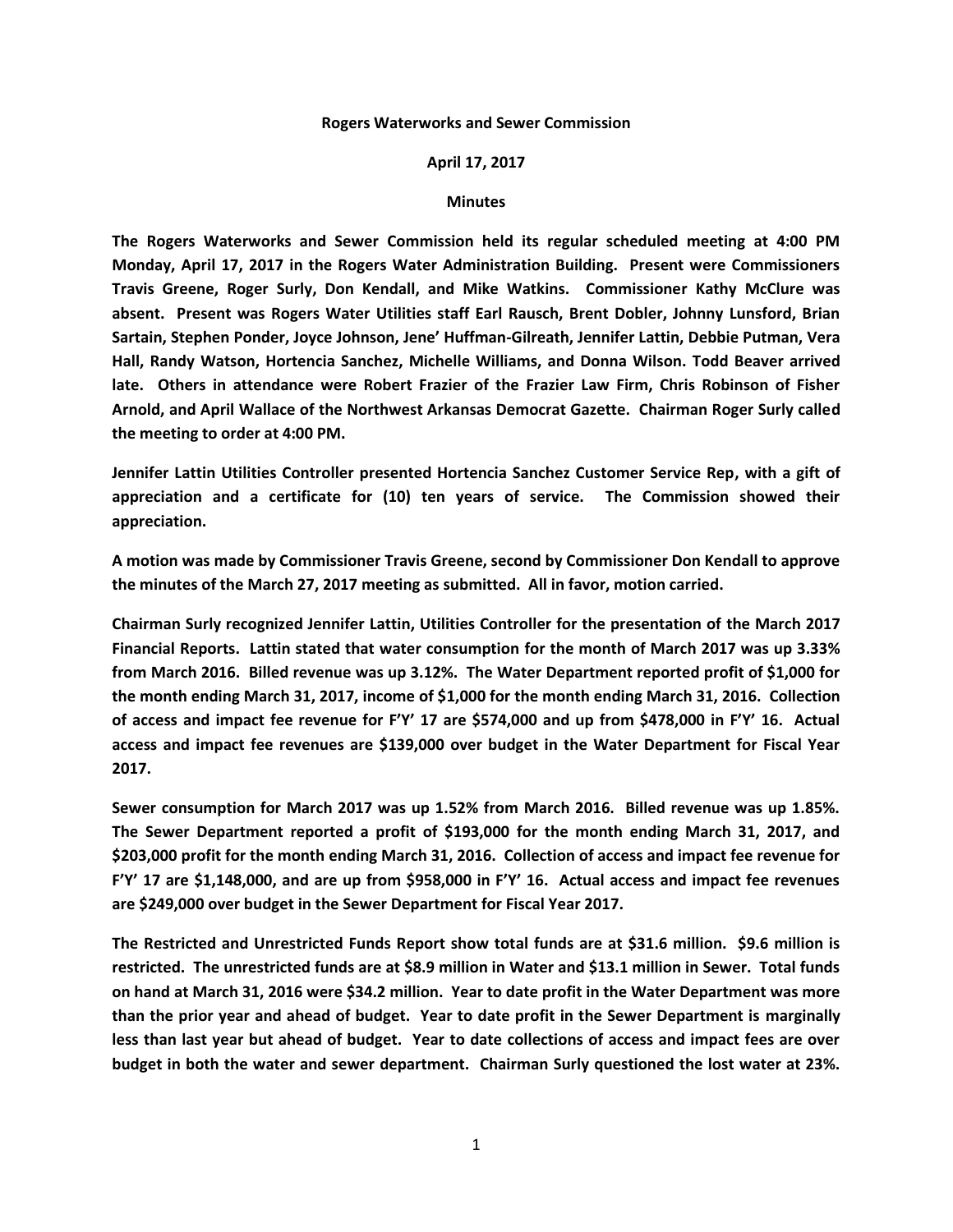**Rogers Waterworks and Sewer Commission**

**April 17, 2017**

**Minutes**

**The Rogers Waterworks and Sewer Commission held its regular scheduled meeting at 4:00 PM Monday, April 17, 2017 in the Rogers Water Administration Building. Present were Commissioners Travis Greene, Roger Surly, Don Kendall, and Mike Watkins. Commissioner Kathy McClure was absent. Present was Rogers Water Utilities staff Earl Rausch, Brent Dobler, Johnny Lunsford, Brian Sartain, Stephen Ponder, Joyce Johnson, Jene' Huffman-Gilreath, Jennifer Lattin, Debbie Putman, Vera Hall, Randy Watson, Hortencia Sanchez, Michelle Williams, and Donna Wilson. Todd Beaver arrived late. Others in attendance were Robert Frazier of the Frazier Law Firm, Chris Robinson of Fisher Arnold, and April Wallace of the Northwest Arkansas Democrat Gazette. Chairman Roger Surly called the meeting to order at 4:00 PM.**

**Jennifer Lattin Utilities Controller presented Hortencia Sanchez Customer Service Rep, with a gift of appreciation and a certificate for (10) ten years of service. The Commission showed their appreciation.**

**A motion was made by Commissioner Travis Greene, second by Commissioner Don Kendall to approve the minutes of the March 27, 2017 meeting as submitted. All in favor, motion carried.**

**Chairman Surly recognized Jennifer Lattin, Utilities Controller for the presentation of the March 2017 Financial Reports. Lattin stated that water consumption for the month of March 2017 was up 3.33% from March 2016. Billed revenue was up 3.12%. The Water Department reported profit of $1,000 for the month ending March 31, 2017, income of $1,000 for the month ending March 31, 2016. Collection of access and impact fee revenue for F'Y' 17 are $574,000 and up from $478,000 in F'Y' 16. Actual access and impact fee revenues are $139,000 over budget in the Water Department for Fiscal Year 2017.**

**Sewer consumption for March 2017 was up 1.52% from March 2016. Billed revenue was up 1.85%. The Sewer Department reported a profit of $193,000 for the month ending March 31, 2017, and $203,000 profit for the month ending March 31, 2016. Collection of access and impact fee revenue for F'Y' 17 are $1,148,000, and are up from $958,000 in F'Y' 16. Actual access and impact fee revenues are $249,000 over budget in the Sewer Department for Fiscal Year 2017.**

**The Restricted and Unrestricted Funds Report show total funds are at $31.6 million. $9.6 million is restricted. The unrestricted funds are at $8.9 million in Water and $13.1 million in Sewer. Total funds on hand at March 31, 2016 were $34.2 million. Year to date profit in the Water Department was more than the prior year and ahead of budget. Year to date profit in the Sewer Department is marginally less than last year but ahead of budget. Year to date collections of access and impact fees are over budget in both the water and sewer department. Chairman Surly questioned the lost water at 23%.**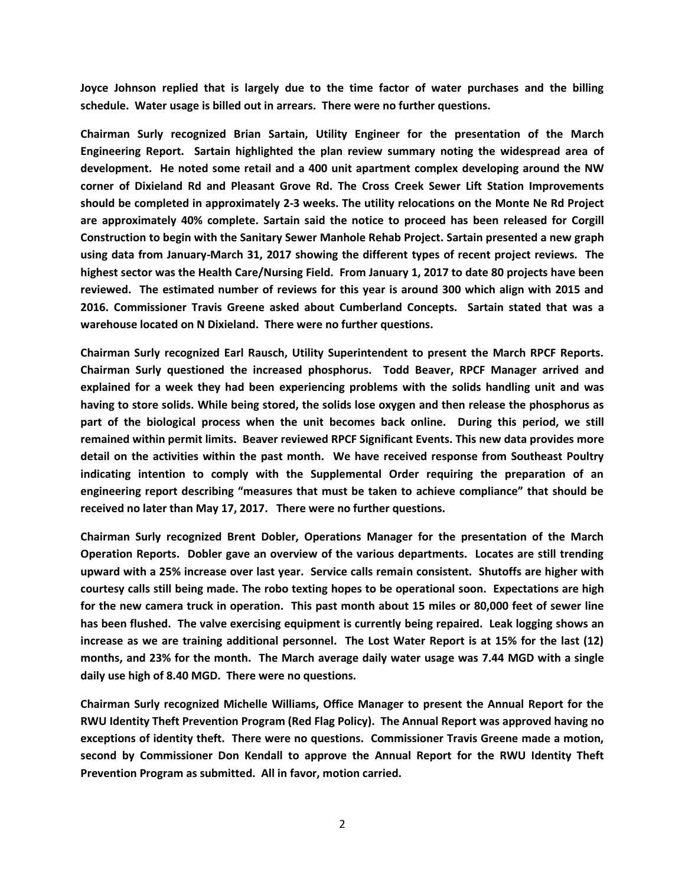**Joyce Johnson replied that is largely due to the time factor of water purchases and the billing schedule. Water usage is billed out in arrears. There were no further questions.**

**Chairman Surly recognized Brian Sartain, Utility Engineer for the presentation of the March Engineering Report. Sartain highlighted the plan review summary noting the widespread area of development. He noted some retail and a 400 unit apartment complex developing around the NW corner of Dixieland Rd and Pleasant Grove Rd. The Cross Creek Sewer Lift Station Improvements should be completed in approximately 2-3 weeks. The utility relocations on the Monte Ne Rd Project are approximately 40% complete. Sartain said the notice to proceed has been released for Corgill Construction to begin with the Sanitary Sewer Manhole Rehab Project. Sartain presented a new graph using data from January-March 31, 2017 showing the different types of recent project reviews. The highest sector was the Health Care/Nursing Field. From January 1, 2017 to date 80 projects have been reviewed. The estimated number of reviews for this year is around 300 which align with 2015 and 2016. Commissioner Travis Greene asked about Cumberland Concepts. Sartain stated that was a warehouse located on N Dixieland. There were no further questions.**

**Chairman Surly recognized Earl Rausch, Utility Superintendent to present the March RPCF Reports. Chairman Surly questioned the increased phosphorus. Todd Beaver, RPCF Manager arrived and explained for a week they had been experiencing problems with the solids handling unit and was having to store solids. While being stored, the solids lose oxygen and then release the phosphorus as part of the biological process when the unit becomes back online. During this period, we still remained within permit limits. Beaver reviewed RPCF Significant Events. This new data provides more detail on the activities within the past month. We have received response from Southeast Poultry indicating intention to comply with the Supplemental Order requiring the preparation of an engineering report describing "measures that must be taken to achieve compliance" that should be received no later than May 17, 2017. There were no further questions.**

**Chairman Surly recognized Brent Dobler, Operations Manager for the presentation of the March Operation Reports. Dobler gave an overview of the various departments. Locates are still trending upward with a 25% increase over last year. Service calls remain consistent. Shutoffs are higher with courtesy calls still being made. The robo texting hopes to be operational soon. Expectations are high for the new camera truck in operation. This past month about 15 miles or 80,000 feet of sewer line has been flushed. The valve exercising equipment is currently being repaired. Leak logging shows an increase as we are training additional personnel. The Lost Water Report is at 15% for the last (12) months, and 23% for the month. The March average daily water usage was 7.44 MGD with a single daily use high of 8.40 MGD. There were no questions.**

**Chairman Surly recognized Michelle Williams, Office Manager to present the Annual Report for the RWU Identity Theft Prevention Program (Red Flag Policy). The Annual Report was approved having no exceptions of identity theft. There were no questions. Commissioner Travis Greene made a motion, second by Commissioner Don Kendall to approve the Annual Report for the RWU Identity Theft Prevention Program as submitted. All in favor, motion carried.**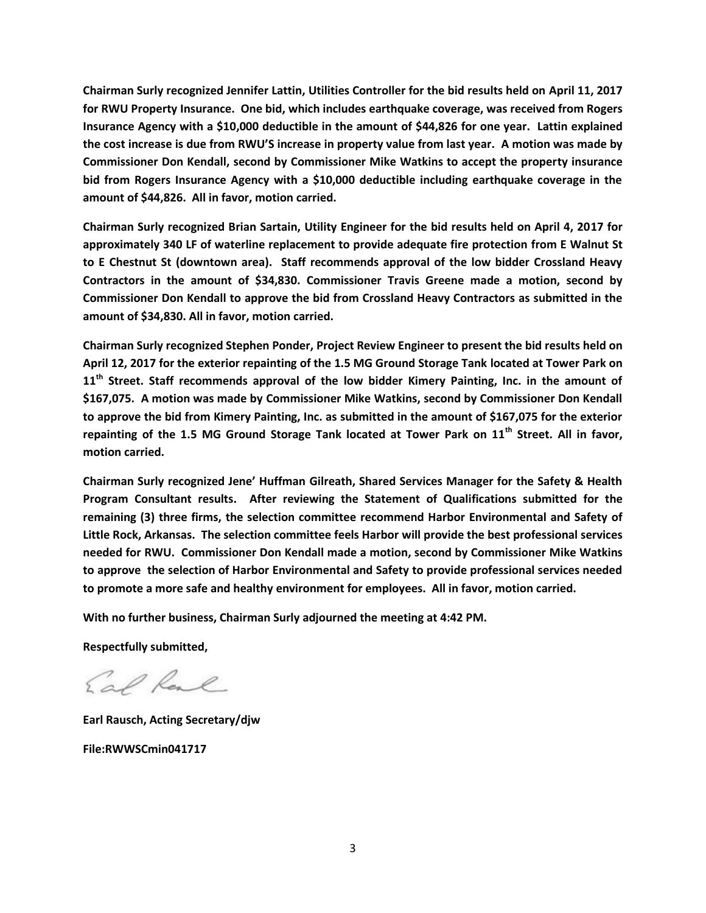**Chairman Surly recognized Jennifer Lattin, Utilities Controller for the bid results held on April 11, 2017 for RWU Property Insurance. One bid, which includes earthquake coverage, was received from Rogers Insurance Agency with a $10,000 deductible in the amount of $44,826 for one year. Lattin explained the cost increase is due from RWU'S increase in property value from last year. A motion was made by Commissioner Don Kendall, second by Commissioner Mike Watkins to accept the property insurance bid from Rogers Insurance Agency with a $10,000 deductible including earthquake coverage in the amount of $44,826. All in favor, motion carried.**

**Chairman Surly recognized Brian Sartain, Utility Engineer for the bid results held on April 4, 2017 for approximately 340 LF of waterline replacement to provide adequate fire protection from E Walnut St to E Chestnut St (downtown area). Staff recommends approval of the low bidder Crossland Heavy Contractors in the amount of $34,830. Commissioner Travis Greene made a motion, second by Commissioner Don Kendall to approve the bid from Crossland Heavy Contractors as submitted in the amount of $34,830. All in favor, motion carried.**

**Chairman Surly recognized Stephen Ponder, Project Review Engineer to present the bid results held on April 12, 2017 for the exterior repainting of the 1.5 MG Ground Storage Tank located at Tower Park on 11th Street. Staff recommends approval of the low bidder Kimery Painting, Inc. in the amount of $167,075. A motion was made by Commissioner Mike Watkins, second by Commissioner Don Kendall to approve the bid from Kimery Painting, Inc. as submitted in the amount of $167,075 for the exterior repainting of the 1.5 MG Ground Storage Tank located at Tower Park on 11th Street. All in favor, motion carried.**

**Chairman Surly recognized Jene' Huffman Gilreath, Shared Services Manager for the Safety & Health Program Consultant results. After reviewing the Statement of Qualifications submitted for the remaining (3) three firms, the selection committee recommend Harbor Environmental and Safety of Little Rock, Arkansas. The selection committee feels Harbor will provide the best professional services needed for RWU. Commissioner Don Kendall made a motion, second by Commissioner Mike Watkins to approve the selection of Harbor Environmental and Safety to provide professional services needed to promote a more safe and healthy environment for employees. All in favor, motion carried.**

**With no further business, Chairman Surly adjourned the meeting at 4:42 PM.**

**Respectfully submitted,**

**Earl Rausch, Acting Secretary/djw**

**File:RWWSCmin041717**